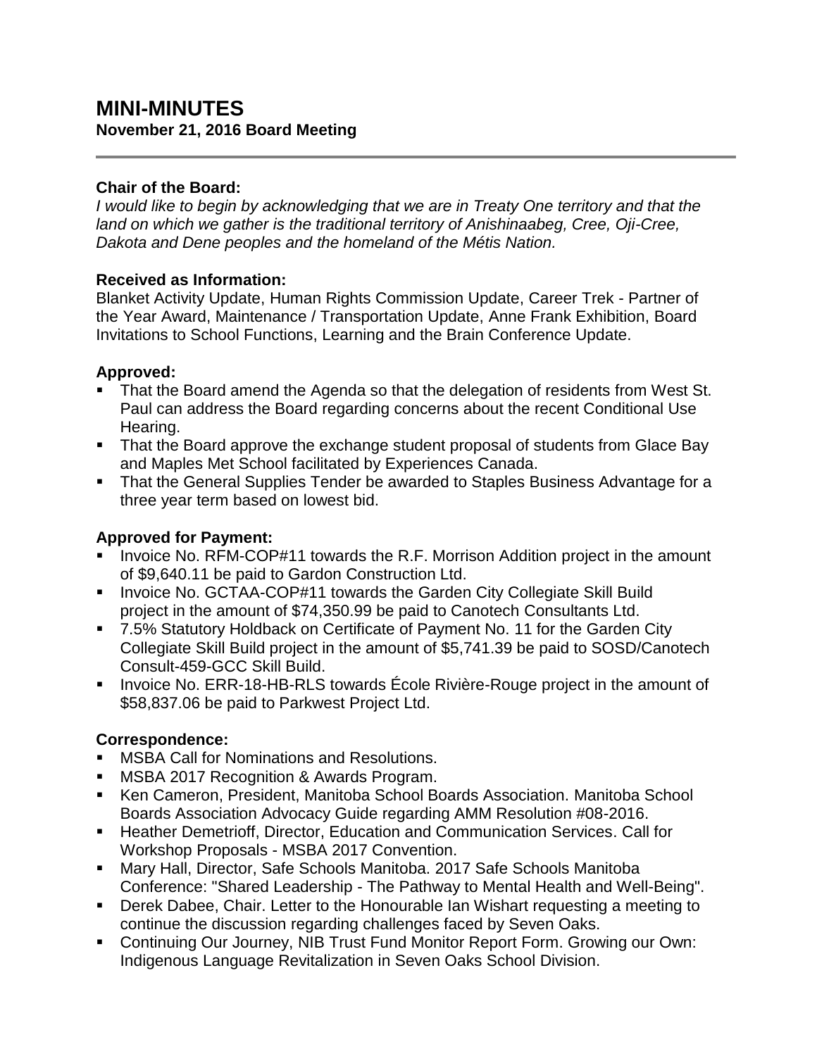# MINI-MINUTES

**November 21, 2016 Board Meeting**

---

**Chair of the Board:**

*I would like to begin by acknowledging that we are in Treaty One territory and that the land on which we gather is the traditional territory of Anishinaabeg, Cree, Oji-Cree, Dakota and Dene peoples and the homeland of the Métis Nation.*

**Received as Information:**

Blanket Activity Update, Human Rights Commission Update, Career Trek - Partner of the Year Award, Maintenance / Transportation Update, Anne Frank Exhibition, Board Invitations to School Functions, Learning and the Brain Conference Update.

**Approved:**

- That the Board amend the Agenda so that the delegation of residents from West St. Paul can address the Board regarding concerns about the recent Conditional Use Hearing.
- That the Board approve the exchange student proposal of students from Glace Bay and Maples Met School facilitated by Experiences Canada.
- That the General Supplies Tender be awarded to Staples Business Advantage for a three year term based on lowest bid.

**Approved for Payment:**

- Invoice No. RFM-COP#11 towards the R.F. Morrison Addition project in the amount of $9,640.11 be paid to Gardon Construction Ltd.
- Invoice No. GCTAA-COP#11 towards the Garden City Collegiate Skill Build project in the amount of $74,350.99 be paid to Canotech Consultants Ltd.
- 7.5% Statutory Holdback on Certificate of Payment No. 11 for the Garden City Collegiate Skill Build project in the amount of $5,741.39 be paid to SOSD/Canotech Consult-459-GCC Skill Build.
- Invoice No. ERR-18-HB-RLS towards École Rivière-Rouge project in the amount of $58,837.06 be paid to Parkwest Project Ltd.

**Correspondence:**

- MSBA Call for Nominations and Resolutions.
- MSBA 2017 Recognition & Awards Program.
- Ken Cameron, President, Manitoba School Boards Association. Manitoba School Boards Association Advocacy Guide regarding AMM Resolution #08-2016.
- Heather Demetrioff, Director, Education and Communication Services. Call for Workshop Proposals - MSBA 2017 Convention.
- Mary Hall, Director, Safe Schools Manitoba. 2017 Safe Schools Manitoba Conference: "Shared Leadership - The Pathway to Mental Health and Well-Being".
- Derek Dabee, Chair. Letter to the Honourable Ian Wishart requesting a meeting to continue the discussion regarding challenges faced by Seven Oaks.
- Continuing Our Journey, NIB Trust Fund Monitor Report Form. Growing our Own: Indigenous Language Revitalization in Seven Oaks School Division.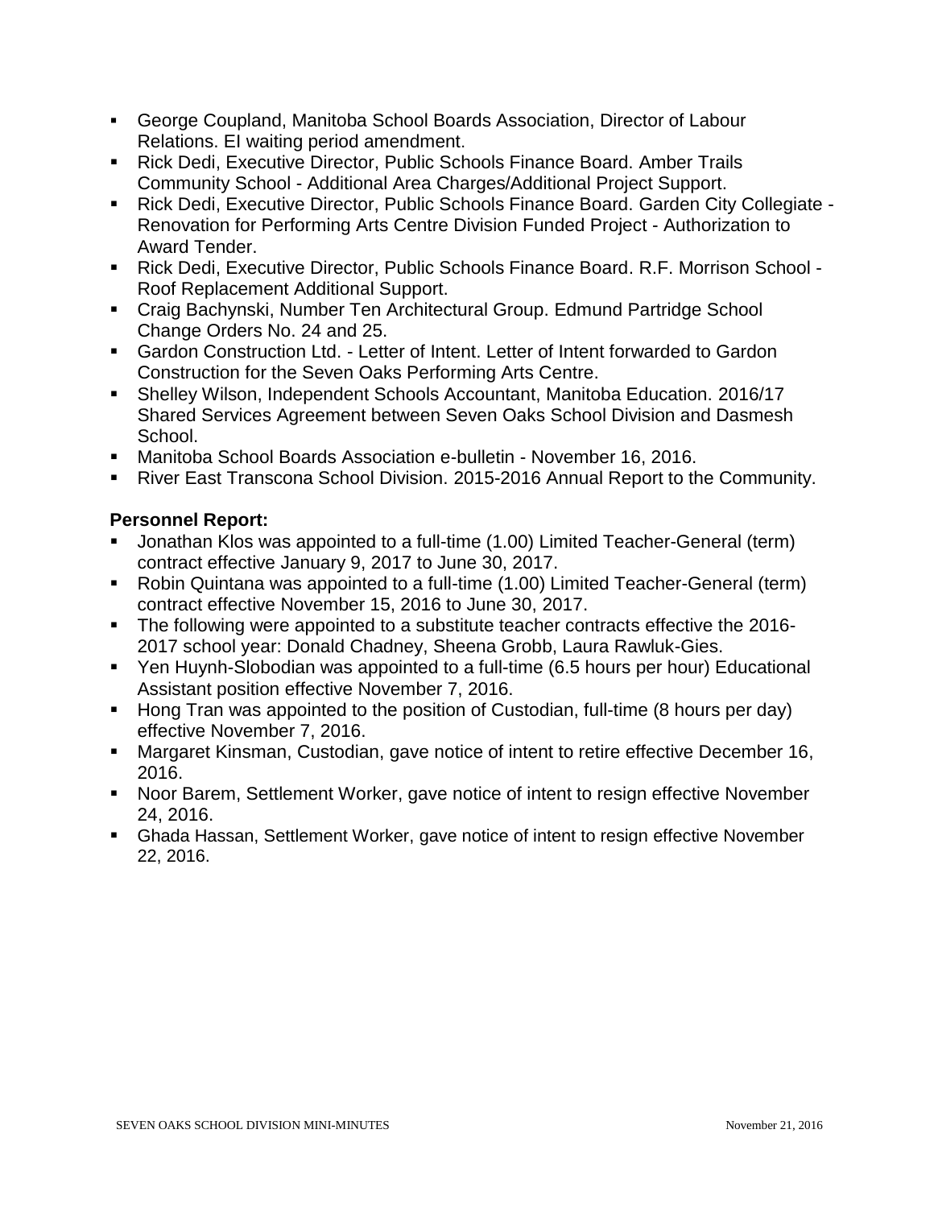- George Coupland, Manitoba School Boards Association, Director of Labour Relations. EI waiting period amendment.
- Rick Dedi, Executive Director, Public Schools Finance Board. Amber Trails Community School - Additional Area Charges/Additional Project Support.
- Rick Dedi, Executive Director, Public Schools Finance Board. Garden City Collegiate - Renovation for Performing Arts Centre Division Funded Project - Authorization to Award Tender.
- Rick Dedi, Executive Director, Public Schools Finance Board. R.F. Morrison School - Roof Replacement Additional Support.
- Craig Bachynski, Number Ten Architectural Group. Edmund Partridge School Change Orders No. 24 and 25.
- Gardon Construction Ltd. - Letter of Intent. Letter of Intent forwarded to Gardon Construction for the Seven Oaks Performing Arts Centre.
- Shelley Wilson, Independent Schools Accountant, Manitoba Education. 2016/17 Shared Services Agreement between Seven Oaks School Division and Dasmesh School.
- Manitoba School Boards Association e-bulletin - November 16, 2016.
- River East Transcona School Division. 2015-2016 Annual Report to the Community.

**Personnel Report:**

- Jonathan Klos was appointed to a full-time (1.00) Limited Teacher-General (term) contract effective January 9, 2017 to June 30, 2017.
- Robin Quintana was appointed to a full-time (1.00) Limited Teacher-General (term) contract effective November 15, 2016 to June 30, 2017.
- The following were appointed to a substitute teacher contracts effective the 2016-2017 school year: Donald Chadney, Sheena Grobb, Laura Rawluk-Gies.
- Yen Huynh-Slobodian was appointed to a full-time (6.5 hours per hour) Educational Assistant position effective November 7, 2016.
- Hong Tran was appointed to the position of Custodian, full-time (8 hours per day) effective November 7, 2016.
- Margaret Kinsman, Custodian, gave notice of intent to retire effective December 16, 2016.
- Noor Barem, Settlement Worker, gave notice of intent to resign effective November 24, 2016.
- Ghada Hassan, Settlement Worker, gave notice of intent to resign effective November 22, 2016.